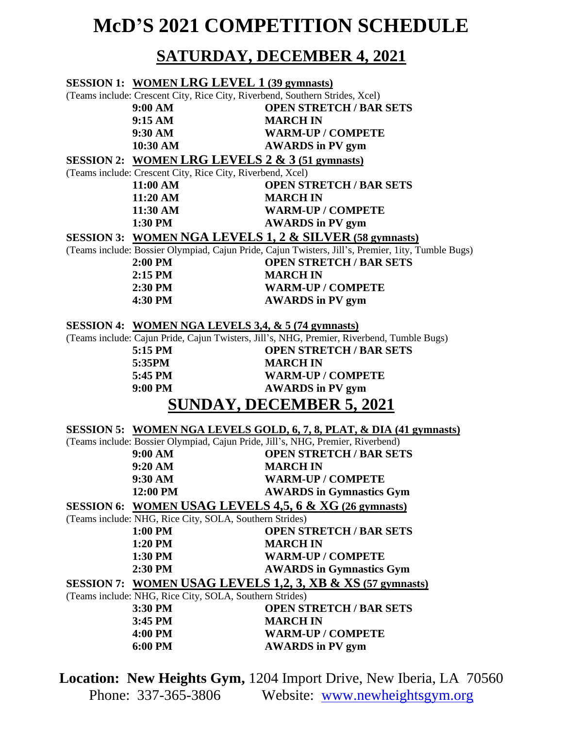# McD'S 2021 COMPETITION SCHEDULE

## SATURDAY, DECEMBER 4, 2021

**SESSION 1: WOMEN LRG LEVEL 1 (39 gymnasts)**

(Teams include: Crescent City, Rice City, Riverbend, Southern Strides, Xcel)

| | |
|---|---|
| **9:00 AM** | **OPEN STRETCH / BAR SETS** |
| **9:15 AM** | **MARCH IN** |
| **9:30 AM** | **WARM-UP / COMPETE** |
| **10:30 AM** | **AWARDS in PV gym** |

**SESSION 2: WOMEN LRG LEVELS 2 & 3 (51 gymnasts)**

(Teams include: Crescent City, Rice City, Riverbend, Xcel)

| | |
|---|---|
| **11:00 AM** | **OPEN STRETCH / BAR SETS** |
| **11:20 AM** | **MARCH IN** |
| **11:30 AM** | **WARM-UP / COMPETE** |
| **1:30 PM** | **AWARDS in PV gym** |

**SESSION 3: WOMEN NGA LEVELS 1, 2 & SILVER (58 gymnasts)**

(Teams include: Bossier Olympiad, Cajun Pride, Cajun Twisters, Jill's, Premier, 1ity, Tumble Bugs)

| | |
|---|---|
| **2:00 PM** | **OPEN STRETCH / BAR SETS** |
| **2:15 PM** | **MARCH IN** |
| **2:30 PM** | **WARM-UP / COMPETE** |
| **4:30 PM** | **AWARDS in PV gym** |

**SESSION 4: WOMEN NGA LEVELS 3,4, & 5 (74 gymnasts)**

(Teams include: Cajun Pride, Cajun Twisters, Jill's, NHG, Premier, Riverbend, Tumble Bugs)

| | |
|---|---|
| **5:15 PM** | **OPEN STRETCH / BAR SETS** |
| **5:35PM** | **MARCH IN** |
| **5:45 PM** | **WARM-UP / COMPETE** |
| **9:00 PM** | **AWARDS in PV gym** |

## SUNDAY, DECEMBER 5, 2021

**SESSION 5: WOMEN NGA LEVELS GOLD, 6, 7, 8, PLAT, & DIA (41 gymnasts)**

(Teams include: Bossier Olympiad, Cajun Pride, Jill's, NHG, Premier, Riverbend)

| | |
|---|---|
| **9:00 AM** | **OPEN STRETCH / BAR SETS** |
| **9:20 AM** | **MARCH IN** |
| **9:30 AM** | **WARM-UP / COMPETE** |
| **12:00 PM** | **AWARDS in Gymnastics Gym** |

**SESSION 6: WOMEN USAG LEVELS 4,5, 6 & XG (26 gymnasts)**

(Teams include: NHG, Rice City, SOLA, Southern Strides)

| | |
|---|---|
| **1:00 PM** | **OPEN STRETCH / BAR SETS** |
| **1:20 PM** | **MARCH IN** |
| **1:30 PM** | **WARM-UP / COMPETE** |
| **2:30 PM** | **AWARDS in Gymnastics Gym** |

**SESSION 7: WOMEN USAG LEVELS 1,2, 3, XB & XS (57 gymnasts)**

(Teams include: NHG, Rice City, SOLA, Southern Strides)

| | |
|---|---|
| **3:30 PM** | **OPEN STRETCH / BAR SETS** |
| **3:45 PM** | **MARCH IN** |
| **4:00 PM** | **WARM-UP / COMPETE** |
| **6:00 PM** | **AWARDS in PV gym** |

**Location: New Heights Gym,** 1204 Import Drive, New Iberia, LA 70560

Phone: 337-365-3806 Website: www.newheightsgym.org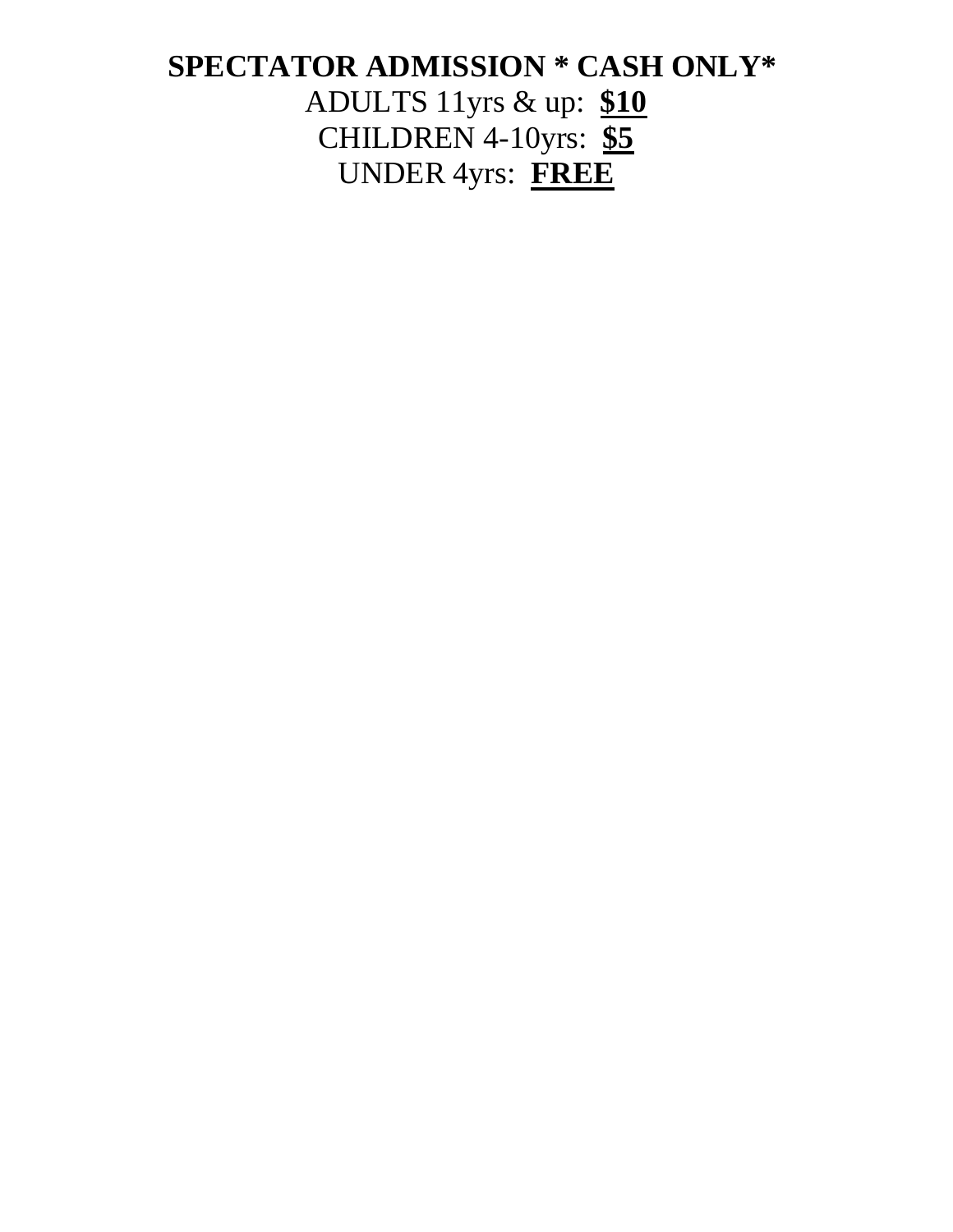**SPECTATOR ADMISSION * CASH ONLY***

ADULTS 11yrs & up: **$10**

CHILDREN 4-10yrs: **$5**

UNDER 4yrs: **FREE**